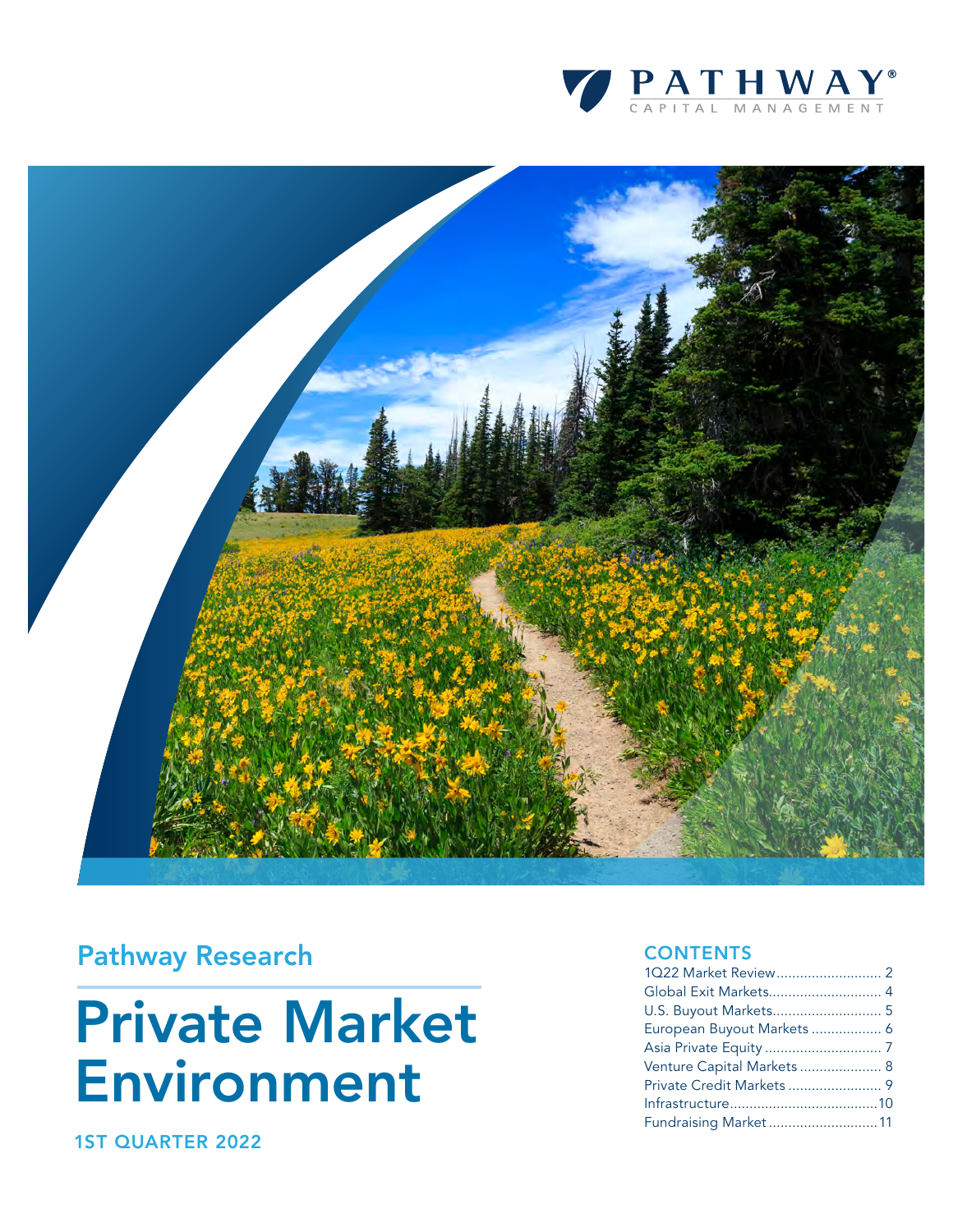PATHWAY®
CAPITAL MANAGEMENT

## Pathway Research

# Private Market Environment

**1ST QUARTER 2022**

## CONTENTS

- 1Q22 Market Review .......... 2
- Global Exit Markets .......... 4
- U.S. Buyout Markets .......... 5
- European Buyout Markets .......... 6
- Asia Private Equity .......... 7
- Venture Capital Markets .......... 8
- Private Credit Markets .......... 9
- Infrastructure .......... 10
- Fundraising Market .......... 11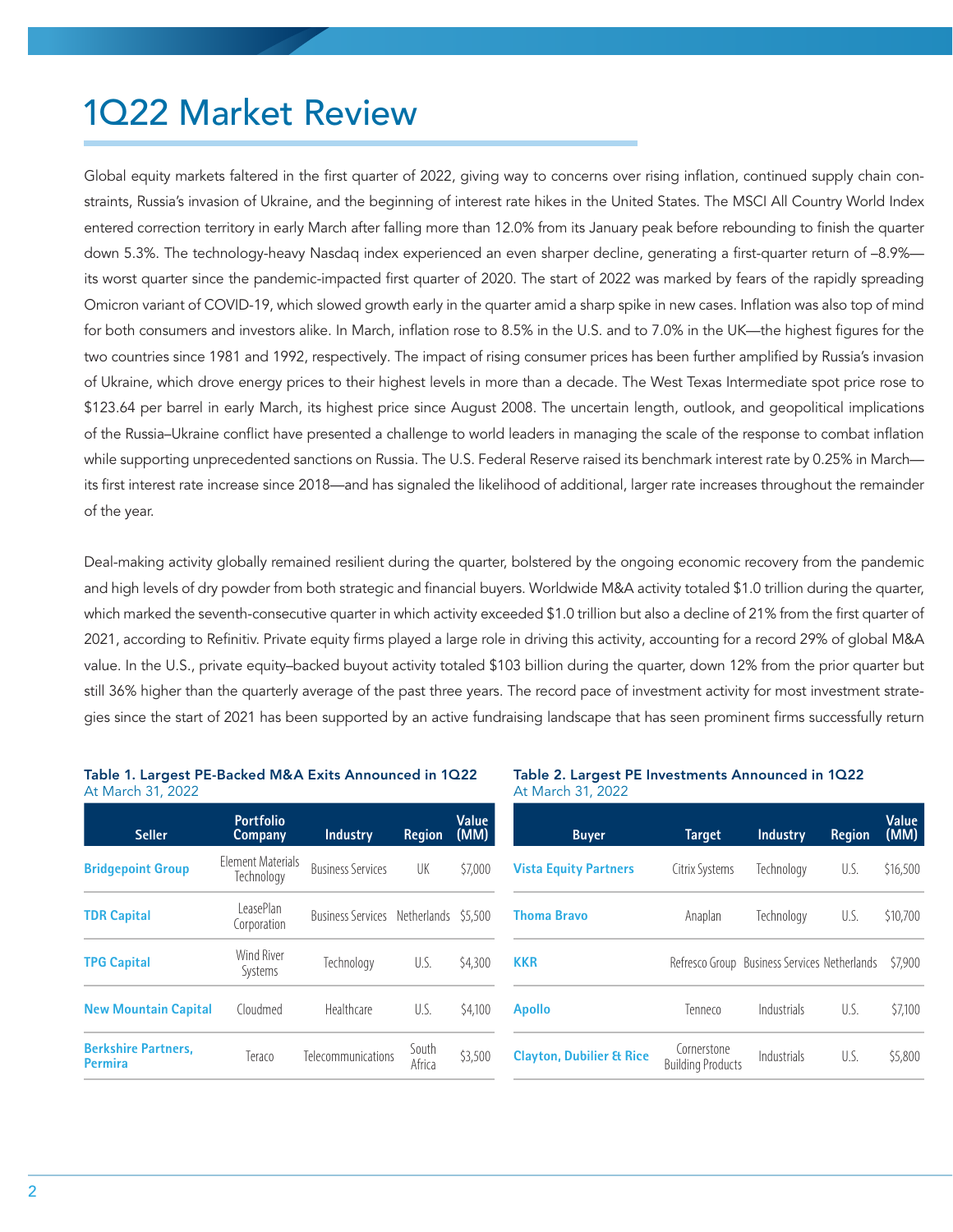# 1Q22 Market Review

Global equity markets faltered in the first quarter of 2022, giving way to concerns over rising inflation, continued supply chain constraints, Russia's invasion of Ukraine, and the beginning of interest rate hikes in the United States. The MSCI All Country World Index entered correction territory in early March after falling more than 12.0% from its January peak before rebounding to finish the quarter down 5.3%. The technology-heavy Nasdaq index experienced an even sharper decline, generating a first-quarter return of –8.9%—its worst quarter since the pandemic-impacted first quarter of 2020. The start of 2022 was marked by fears of the rapidly spreading Omicron variant of COVID-19, which slowed growth early in the quarter amid a sharp spike in new cases. Inflation was also top of mind for both consumers and investors alike. In March, inflation rose to 8.5% in the U.S. and to 7.0% in the UK—the highest figures for the two countries since 1981 and 1992, respectively. The impact of rising consumer prices has been further amplified by Russia's invasion of Ukraine, which drove energy prices to their highest levels in more than a decade. The West Texas Intermediate spot price rose to $123.64 per barrel in early March, its highest price since August 2008. The uncertain length, outlook, and geopolitical implications of the Russia–Ukraine conflict have presented a challenge to world leaders in managing the scale of the response to combat inflation while supporting unprecedented sanctions on Russia. The U.S. Federal Reserve raised its benchmark interest rate by 0.25% in March—its first interest rate increase since 2018—and has signaled the likelihood of additional, larger rate increases throughout the remainder of the year.

Deal-making activity globally remained resilient during the quarter, bolstered by the ongoing economic recovery from the pandemic and high levels of dry powder from both strategic and financial buyers. Worldwide M&A activity totaled $1.0 trillion during the quarter, which marked the seventh-consecutive quarter in which activity exceeded $1.0 trillion but also a decline of 21% from the first quarter of 2021, according to Refinitiv. Private equity firms played a large role in driving this activity, accounting for a record 29% of global M&A value. In the U.S., private equity–backed buyout activity totaled $103 billion during the quarter, down 12% from the prior quarter but still 36% higher than the quarterly average of the past three years. The record pace of investment activity for most investment strategies since the start of 2021 has been supported by an active fundraising landscape that has seen prominent firms successfully return

**Table 1. Largest PE-Backed M&A Exits Announced in 1Q22**
At March 31, 2022

| Seller | Portfolio Company | Industry | Region | Value (MM) |
|---|---|---|---|---|
| **Bridgepoint Group** | Element Materials Technology | Business Services | UK | $7,000 |
| **TDR Capital** | LeasePlan Corporation | Business Services | Netherlands | $5,500 |
| **TPG Capital** | Wind River Systems | Technology | U.S. | $4,300 |
| **New Mountain Capital** | Cloudmed | Healthcare | U.S. | $4,100 |
| **Berkshire Partners, Permira** | Teraco | Telecommunications | South Africa | $3,500 |

**Table 2. Largest PE Investments Announced in 1Q22**
At March 31, 2022

| Buyer | Target | Industry | Region | Value (MM) |
|---|---|---|---|---|
| **Vista Equity Partners** | Citrix Systems | Technology | U.S. | $16,500 |
| **Thoma Bravo** | Anaplan | Technology | U.S. | $10,700 |
| **KKR** | Refresco Group | Business Services | Netherlands | $7,900 |
| **Apollo** | Tenneco | Industrials | U.S. | $7,100 |
| **Clayton, Dubilier & Rice** | Cornerstone Building Products | Industrials | U.S. | $5,800 |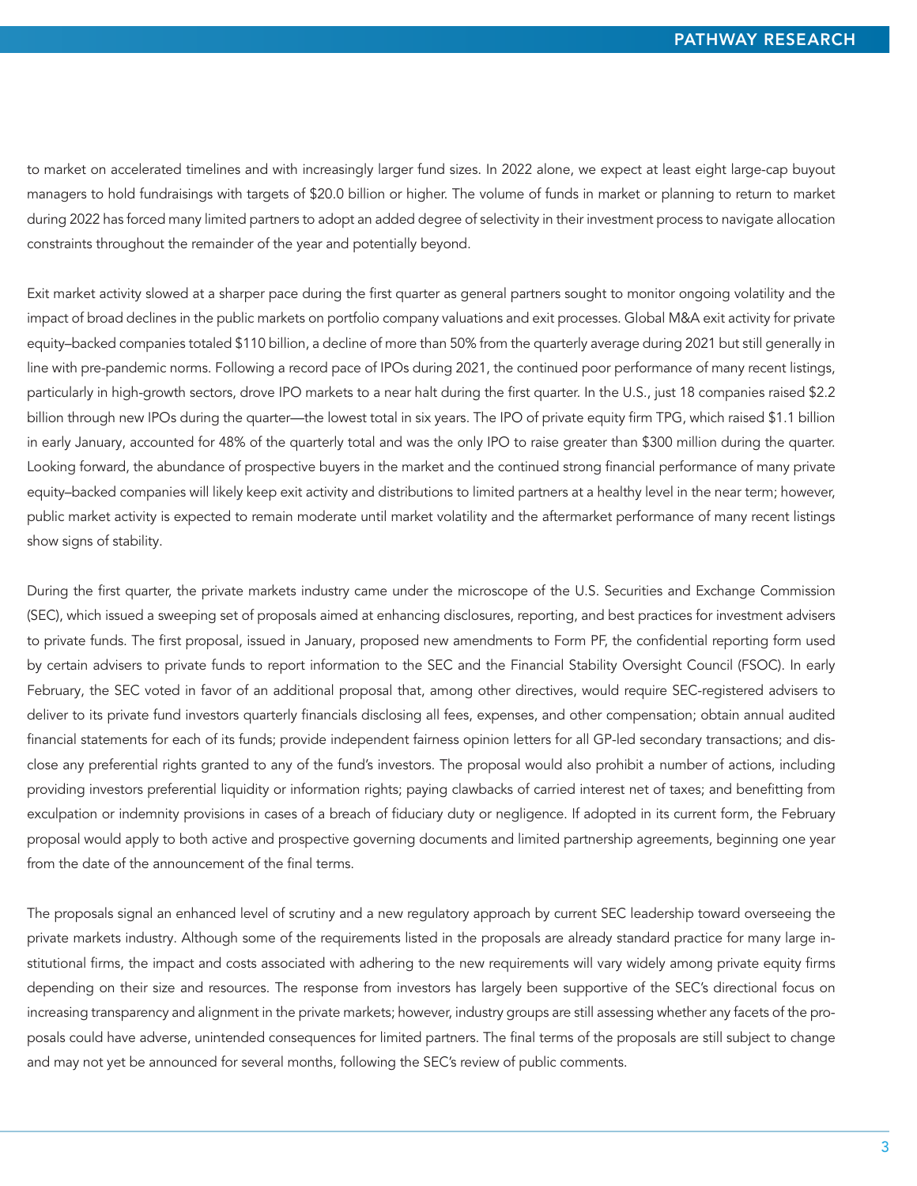to market on accelerated timelines and with increasingly larger fund sizes. In 2022 alone, we expect at least eight large-cap buyout managers to hold fundraisings with targets of $20.0 billion or higher. The volume of funds in market or planning to return to market during 2022 has forced many limited partners to adopt an added degree of selectivity in their investment process to navigate allocation constraints throughout the remainder of the year and potentially beyond.

Exit market activity slowed at a sharper pace during the first quarter as general partners sought to monitor ongoing volatility and the impact of broad declines in the public markets on portfolio company valuations and exit processes. Global M&A exit activity for private equity–backed companies totaled $110 billion, a decline of more than 50% from the quarterly average during 2021 but still generally in line with pre-pandemic norms. Following a record pace of IPOs during 2021, the continued poor performance of many recent listings, particularly in high-growth sectors, drove IPO markets to a near halt during the first quarter. In the U.S., just 18 companies raised $2.2 billion through new IPOs during the quarter—the lowest total in six years. The IPO of private equity firm TPG, which raised $1.1 billion in early January, accounted for 48% of the quarterly total and was the only IPO to raise greater than $300 million during the quarter. Looking forward, the abundance of prospective buyers in the market and the continued strong financial performance of many private equity–backed companies will likely keep exit activity and distributions to limited partners at a healthy level in the near term; however, public market activity is expected to remain moderate until market volatility and the aftermarket performance of many recent listings show signs of stability.

During the first quarter, the private markets industry came under the microscope of the U.S. Securities and Exchange Commission (SEC), which issued a sweeping set of proposals aimed at enhancing disclosures, reporting, and best practices for investment advisers to private funds. The first proposal, issued in January, proposed new amendments to Form PF, the confidential reporting form used by certain advisers to private funds to report information to the SEC and the Financial Stability Oversight Council (FSOC). In early February, the SEC voted in favor of an additional proposal that, among other directives, would require SEC-registered advisers to deliver to its private fund investors quarterly financials disclosing all fees, expenses, and other compensation; obtain annual audited financial statements for each of its funds; provide independent fairness opinion letters for all GP-led secondary transactions; and disclose any preferential rights granted to any of the fund's investors. The proposal would also prohibit a number of actions, including providing investors preferential liquidity or information rights; paying clawbacks of carried interest net of taxes; and benefitting from exculpation or indemnity provisions in cases of a breach of fiduciary duty or negligence. If adopted in its current form, the February proposal would apply to both active and prospective governing documents and limited partnership agreements, beginning one year from the date of the announcement of the final terms.

The proposals signal an enhanced level of scrutiny and a new regulatory approach by current SEC leadership toward overseeing the private markets industry. Although some of the requirements listed in the proposals are already standard practice for many large institutional firms, the impact and costs associated with adhering to the new requirements will vary widely among private equity firms depending on their size and resources. The response from investors has largely been supportive of the SEC's directional focus on increasing transparency and alignment in the private markets; however, industry groups are still assessing whether any facets of the proposals could have adverse, unintended consequences for limited partners. The final terms of the proposals are still subject to change and may not yet be announced for several months, following the SEC's review of public comments.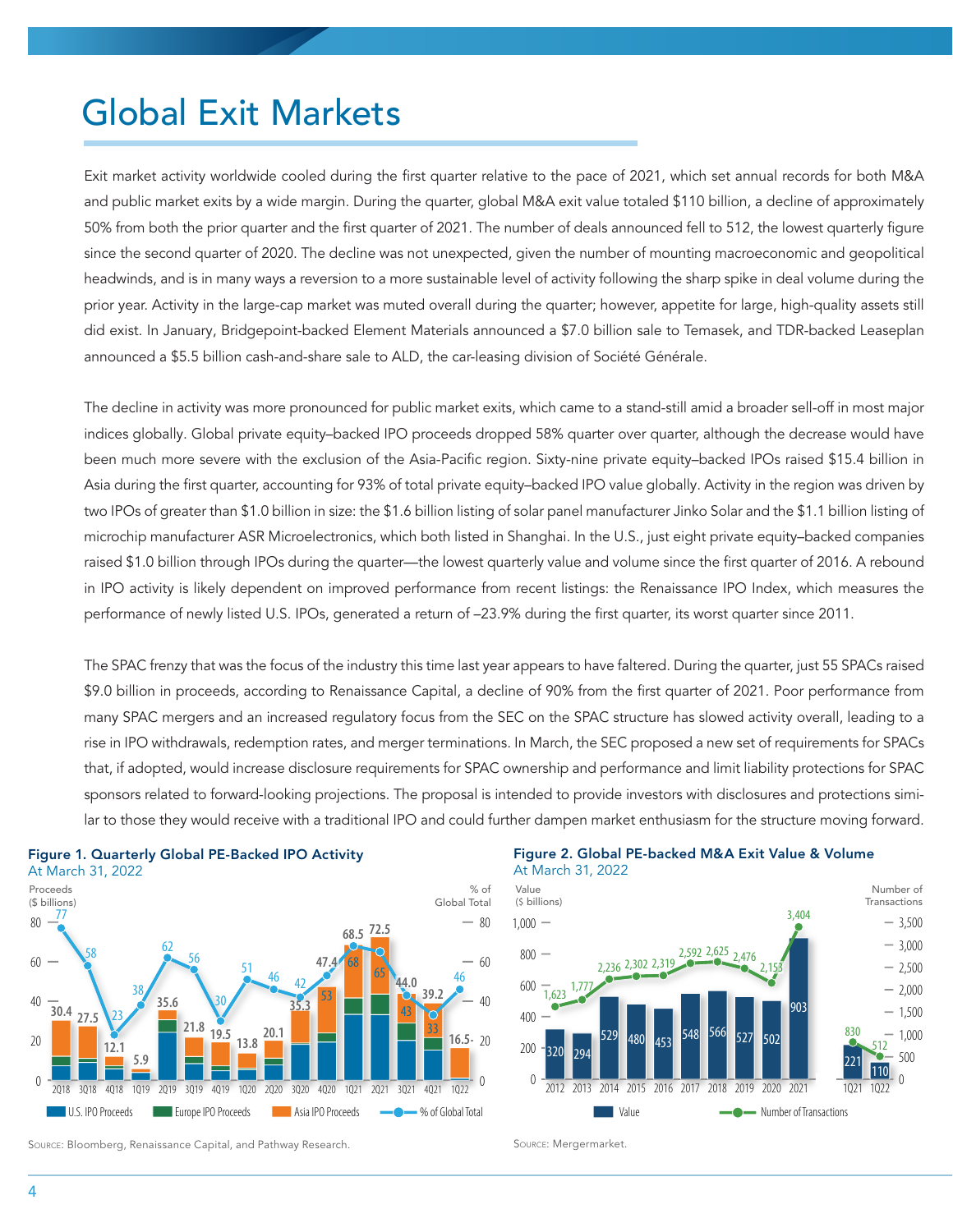# Global Exit Markets

Exit market activity worldwide cooled during the first quarter relative to the pace of 2021, which set annual records for both M&A and public market exits by a wide margin. During the quarter, global M&A exit value totaled $110 billion, a decline of approximately 50% from both the prior quarter and the first quarter of 2021. The number of deals announced fell to 512, the lowest quarterly figure since the second quarter of 2020. The decline was not unexpected, given the number of mounting macroeconomic and geopolitical headwinds, and is in many ways a reversion to a more sustainable level of activity following the sharp spike in deal volume during the prior year. Activity in the large-cap market was muted overall during the quarter; however, appetite for large, high-quality assets still did exist. In January, Bridgepoint-backed Element Materials announced a $7.0 billion sale to Temasek, and TDR-backed Leaseplan announced a $5.5 billion cash-and-share sale to ALD, the car-leasing division of Société Générale.

The decline in activity was more pronounced for public market exits, which came to a stand-still amid a broader sell-off in most major indices globally. Global private equity–backed IPO proceeds dropped 58% quarter over quarter, although the decrease would have been much more severe with the exclusion of the Asia-Pacific region. Sixty-nine private equity–backed IPOs raised $15.4 billion in Asia during the first quarter, accounting for 93% of total private equity–backed IPO value globally. Activity in the region was driven by two IPOs of greater than $1.0 billion in size: the $1.6 billion listing of solar panel manufacturer Jinko Solar and the $1.1 billion listing of microchip manufacturer ASR Microelectronics, which both listed in Shanghai. In the U.S., just eight private equity–backed companies raised $1.0 billion through IPOs during the quarter—the lowest quarterly value and volume since the first quarter of 2016. A rebound in IPO activity is likely dependent on improved performance from recent listings: the Renaissance IPO Index, which measures the performance of newly listed U.S. IPOs, generated a return of –23.9% during the first quarter, its worst quarter since 2011.

The SPAC frenzy that was the focus of the industry this time last year appears to have faltered. During the quarter, just 55 SPACs raised $9.0 billion in proceeds, according to Renaissance Capital, a decline of 90% from the first quarter of 2021. Poor performance from many SPAC mergers and an increased regulatory focus from the SEC on the SPAC structure has slowed activity overall, leading to a rise in IPO withdrawals, redemption rates, and merger terminations. In March, the SEC proposed a new set of requirements for SPACs that, if adopted, would increase disclosure requirements for SPAC ownership and performance and limit liability protections for SPAC sponsors related to forward-looking projections. The proposal is intended to provide investors with disclosures and protections similar to those they would receive with a traditional IPO and could further dampen market enthusiasm for the structure moving forward.

**Figure 1. Quarterly Global PE-Backed IPO Activity**
At March 31, 2022

| Quarter | Total Proceeds ($ billions) | % of Global Total |
|---|---|---|
| 2Q18 | 30.4 | 77 |
| 3Q18 | 27.5 | 58 |
| 4Q18 | 12.1 | 23 |
| 1Q19 | 5.9 | 38 |
| 2Q19 | 35.6 | 62 |
| 3Q19 | 21.8 | 56 |
| 4Q19 | 19.5 | 30 |
| 1Q20 | 13.8 | 51 |
| 2Q20 | 20.1 | 46 |
| 3Q20 | 35.3 | 42 |
| 4Q20 | 47.4 | 53 |
| 1Q21 | 68.5 | 68 |
| 2Q21 | 72.5 | 65 |
| 3Q21 | 44.0 | 43 |
| 4Q21 | 39.2 | 33 |
| 1Q22 | 16.5 | 46 |

Legend: U.S. IPO Proceeds; Europe IPO Proceeds; Asia IPO Proceeds; % of Global Total

Source: Bloomberg, Renaissance Capital, and Pathway Research.

**Figure 2. Global PE-backed M&A Exit Value & Volume**
At March 31, 2022

| Period | Value ($ billions) | Number of Transactions |
|---|---|---|
| 2012 | 320 | 1,623 |
| 2013 | 294 | 1,777 |
| 2014 | 529 | 2,236 |
| 2015 | 480 | 2,302 |
| 2016 | 453 | 2,319 |
| 2017 | 548 | 2,592 |
| 2018 | 566 | 2,625 |
| 2019 | 527 | 2,476 |
| 2020 | 502 | 2,153 |
| 2021 | 903 | 3,404 |
| 1Q21 | 221 | 830 |
| 1Q22 | 110 | 512 |

Legend: Value; Number of Transactions

Source: Mergermarket.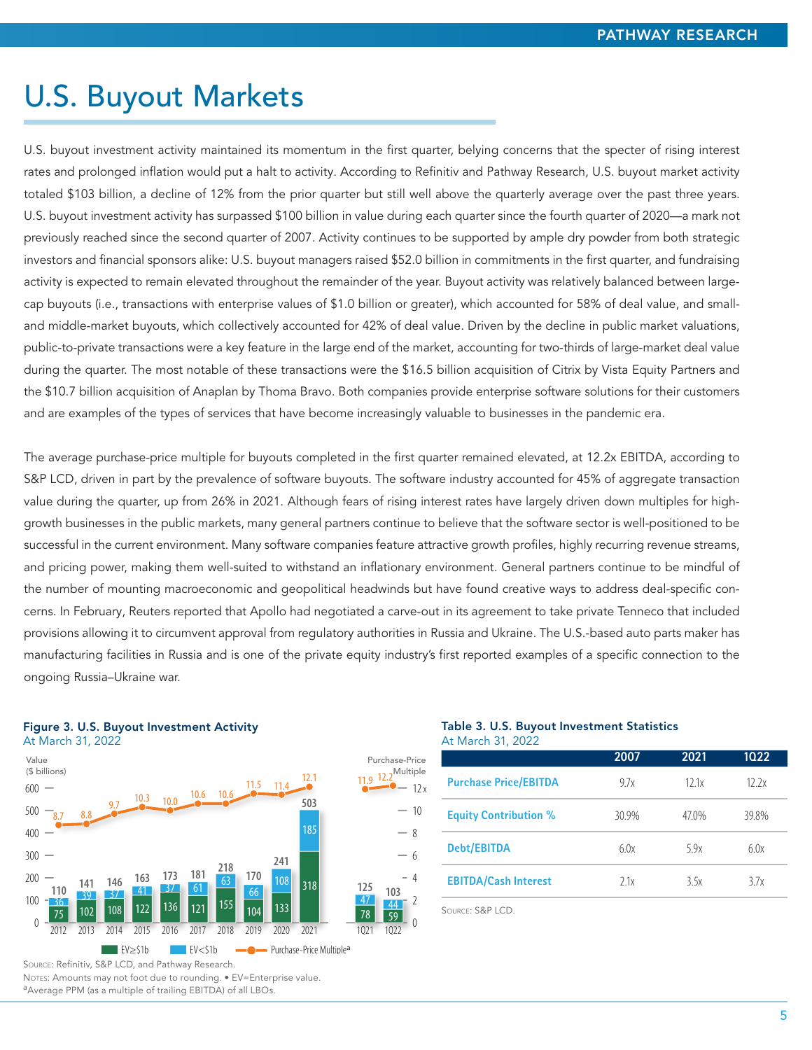# U.S. Buyout Markets

U.S. buyout investment activity maintained its momentum in the first quarter, belying concerns that the specter of rising interest rates and prolonged inflation would put a halt to activity. According to Refinitiv and Pathway Research, U.S. buyout market activity totaled $103 billion, a decline of 12% from the prior quarter but still well above the quarterly average over the past three years. U.S. buyout investment activity has surpassed $100 billion in value during each quarter since the fourth quarter of 2020—a mark not previously reached since the second quarter of 2007. Activity continues to be supported by ample dry powder from both strategic investors and financial sponsors alike: U.S. buyout managers raised $52.0 billion in commitments in the first quarter, and fundraising activity is expected to remain elevated throughout the remainder of the year. Buyout activity was relatively balanced between large-cap buyouts (i.e., transactions with enterprise values of $1.0 billion or greater), which accounted for 58% of deal value, and small- and middle-market buyouts, which collectively accounted for 42% of deal value. Driven by the decline in public market valuations, public-to-private transactions were a key feature in the large end of the market, accounting for two-thirds of large-market deal value during the quarter. The most notable of these transactions were the $16.5 billion acquisition of Citrix by Vista Equity Partners and the $10.7 billion acquisition of Anaplan by Thoma Bravo. Both companies provide enterprise software solutions for their customers and are examples of the types of services that have become increasingly valuable to businesses in the pandemic era.

The average purchase-price multiple for buyouts completed in the first quarter remained elevated, at 12.2x EBITDA, according to S&P LCD, driven in part by the prevalence of software buyouts. The software industry accounted for 45% of aggregate transaction value during the quarter, up from 26% in 2021. Although fears of rising interest rates have largely driven down multiples for high-growth businesses in the public markets, many general partners continue to believe that the software sector is well-positioned to be successful in the current environment. Many software companies feature attractive growth profiles, highly recurring revenue streams, and pricing power, making them well-suited to withstand an inflationary environment. General partners continue to be mindful of the number of mounting macroeconomic and geopolitical headwinds but have found creative ways to address deal-specific concerns. In February, Reuters reported that Apollo had negotiated a carve-out in its agreement to take private Tenneco that included provisions allowing it to circumvent approval from regulatory authorities in Russia and Ukraine. The U.S.-based auto parts maker has manufacturing facilities in Russia and is one of the private equity industry's first reported examples of a specific connection to the ongoing Russia–Ukraine war.

**Figure 3. U.S. Buyout Investment Activity**
At March 31, 2022

| | 2012 | 2013 | 2014 | 2015 | 2016 | 2017 | 2018 | 2019 | 2020 | 2021 | 1Q21 | 1Q22 |
|---|---|---|---|---|---|---|---|---|---|---|---|---|
| Total Value ($ billions) | 110 | 141 | 146 | 163 | 173 | 181 | 218 | 170 | 241 | 503 | 125 | 103 |
| EV≥$1b | 75 | 102 | 108 | 122 | 136 | 121 | 155 | 104 | 133 | 318 | 78 | 59 |
| EV<$1b | 36 | 39 | 37 | 41 | 37 | 61 | 63 | 66 | 108 | 185 | 47 | 44 |
| Purchase-Price Multiple[a] | 8.7 | 8.8 | 9.7 | 10.3 | 10.0 | 10.6 | 10.6 | 11.5 | 11.4 | 12.1 | 11.9 | 12.2 |

Source: Refinitiv, S&P LCD, and Pathway Research.
Notes: Amounts may not foot due to rounding. • EV=Enterprise value.
[a]Average PPM (as a multiple of trailing EBITDA) of all LBOs.

**Table 3. U.S. Buyout Investment Statistics**
At March 31, 2022

| | 2007 | 2021 | 1Q22 |
|---|---|---|---|
| Purchase Price/EBITDA | 9.7x | 12.1x | 12.2x |
| Equity Contribution % | 30.9% | 47.0% | 39.8% |
| Debt/EBITDA | 6.0x | 5.9x | 6.0x |
| EBITDA/Cash Interest | 2.1x | 3.5x | 3.7x |

Source: S&P LCD.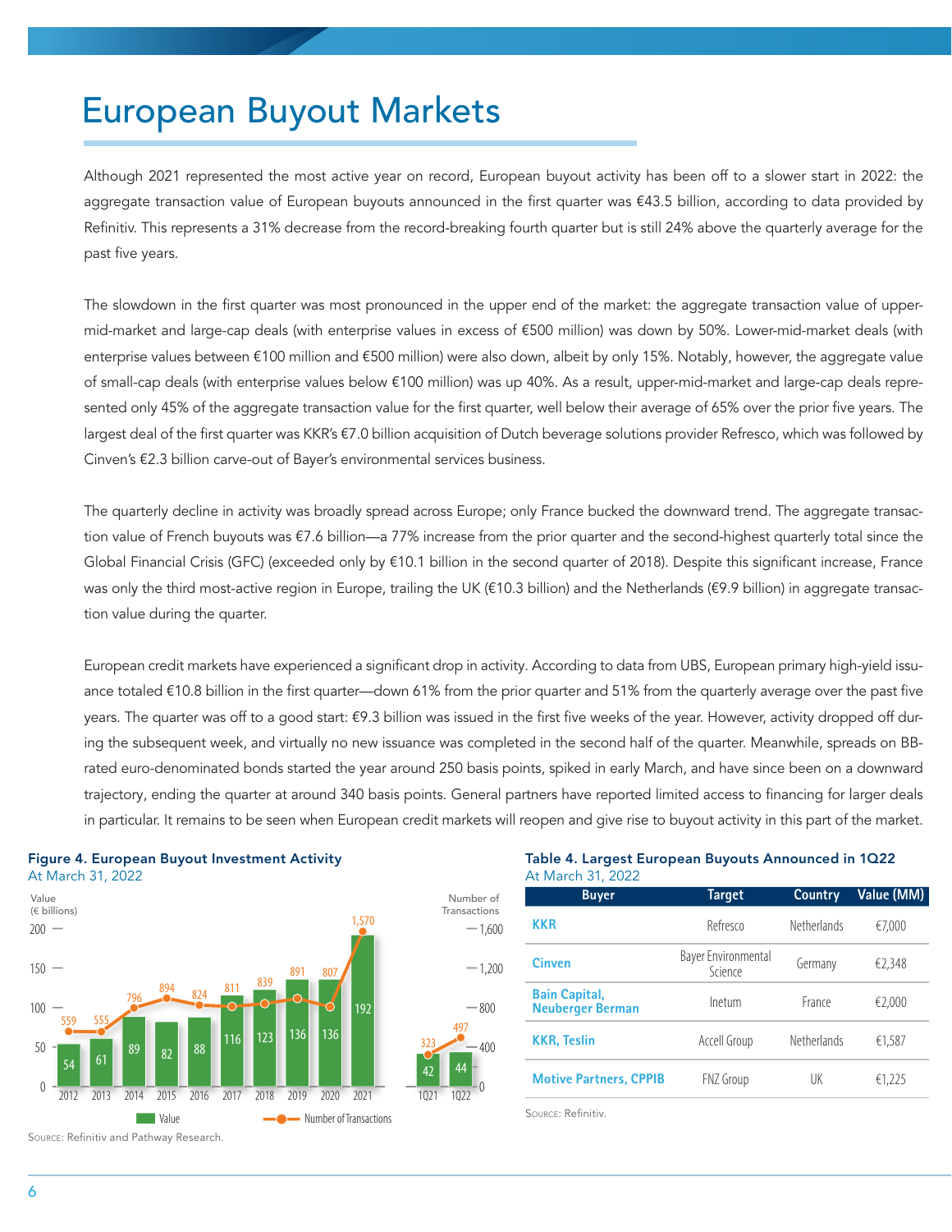# European Buyout Markets

Although 2021 represented the most active year on record, European buyout activity has been off to a slower start in 2022: the aggregate transaction value of European buyouts announced in the first quarter was €43.5 billion, according to data provided by Refinitiv. This represents a 31% decrease from the record-breaking fourth quarter but is still 24% above the quarterly average for the past five years.

The slowdown in the first quarter was most pronounced in the upper end of the market: the aggregate transaction value of upper-mid-market and large-cap deals (with enterprise values in excess of €500 million) was down by 50%. Lower-mid-market deals (with enterprise values between €100 million and €500 million) were also down, albeit by only 15%. Notably, however, the aggregate value of small-cap deals (with enterprise values below €100 million) was up 40%. As a result, upper-mid-market and large-cap deals represented only 45% of the aggregate transaction value for the first quarter, well below their average of 65% over the prior five years. The largest deal of the first quarter was KKR's €7.0 billion acquisition of Dutch beverage solutions provider Refresco, which was followed by Cinven's €2.3 billion carve-out of Bayer's environmental services business.

The quarterly decline in activity was broadly spread across Europe; only France bucked the downward trend. The aggregate transaction value of French buyouts was €7.6 billion—a 77% increase from the prior quarter and the second-highest quarterly total since the Global Financial Crisis (GFC) (exceeded only by €10.1 billion in the second quarter of 2018). Despite this significant increase, France was only the third most-active region in Europe, trailing the UK (€10.3 billion) and the Netherlands (€9.9 billion) in aggregate transaction value during the quarter.

European credit markets have experienced a significant drop in activity. According to data from UBS, European primary high-yield issuance totaled €10.8 billion in the first quarter—down 61% from the prior quarter and 51% from the quarterly average over the past five years. The quarter was off to a good start: €9.3 billion was issued in the first five weeks of the year. However, activity dropped off during the subsequent week, and virtually no new issuance was completed in the second half of the quarter. Meanwhile, spreads on BB-rated euro-denominated bonds started the year around 250 basis points, spiked in early March, and have since been on a downward trajectory, ending the quarter at around 340 basis points. General partners have reported limited access to financing for larger deals in particular. It remains to be seen when European credit markets will reopen and give rise to buyout activity in this part of the market.

**Figure 4. European Buyout Investment Activity**
At March 31, 2022

| Period | Value (€ billions) | Number of Transactions |
|---|---|---|
| 2012 | 54 | 559 |
| 2013 | 61 | 555 |
| 2014 | 89 | 796 |
| 2015 | 82 | 894 |
| 2016 | 88 | 824 |
| 2017 | 116 | 811 |
| 2018 | 123 | 839 |
| 2019 | 136 | 891 |
| 2020 | 136 | 807 |
| 2021 | 192 | 1,570 |
| 1Q21 | 42 | 323 |
| 1Q22 | 44 | 497 |

Source: Refinitiv and Pathway Research.

**Table 4. Largest European Buyouts Announced in 1Q22**
At March 31, 2022

| Buyer | Target | Country | Value (MM) |
|---|---|---|---|
| KKR | Refresco | Netherlands | €7,000 |
| Cinven | Bayer Environmental Science | Germany | €2,348 |
| Bain Capital, Neuberger Berman | Inetum | France | €2,000 |
| KKR, Teslin | Accell Group | Netherlands | €1,587 |
| Motive Partners, CPPIB | FNZ Group | UK | €1,225 |

Source: Refinitiv.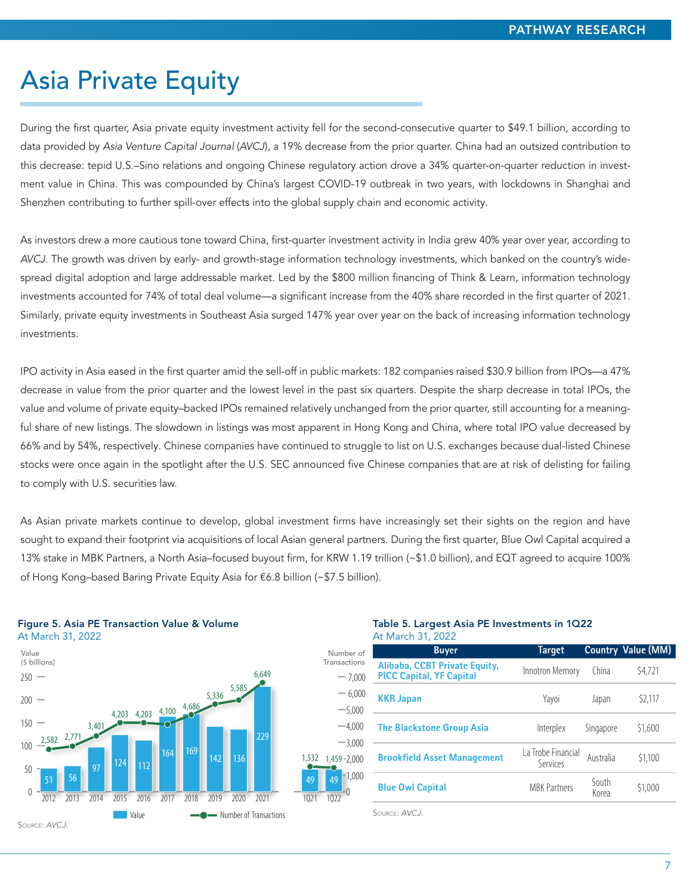// Asia Private Equity

# Asia Private Equity

During the first quarter, Asia private equity investment activity fell for the second-consecutive quarter to $49.1 billion, according to data provided by *Asia Venture Capital Journal* (*AVCJ*), a 19% decrease from the prior quarter. China had an outsized contribution to this decrease: tepid U.S.–Sino relations and ongoing Chinese regulatory action drove a 34% quarter-on-quarter reduction in investment value in China. This was compounded by China's largest COVID-19 outbreak in two years, with lockdowns in Shanghai and Shenzhen contributing to further spill-over effects into the global supply chain and economic activity.

As investors drew a more cautious tone toward China, first-quarter investment activity in India grew 40% year over year, according to *AVCJ*. The growth was driven by early- and growth-stage information technology investments, which banked on the country's widespread digital adoption and large addressable market. Led by the $800 million financing of Think & Learn, information technology investments accounted for 74% of total deal volume—a significant increase from the 40% share recorded in the first quarter of 2021. Similarly, private equity investments in Southeast Asia surged 147% year over year on the back of increasing information technology investments.

IPO activity in Asia eased in the first quarter amid the sell-off in public markets: 182 companies raised $30.9 billion from IPOs—a 47% decrease in value from the prior quarter and the lowest level in the past six quarters. Despite the sharp decrease in total IPOs, the value and volume of private equity–backed IPOs remained relatively unchanged from the prior quarter, still accounting for a meaningful share of new listings. The slowdown in listings was most apparent in Hong Kong and China, where total IPO value decreased by 66% and by 54%, respectively. Chinese companies have continued to struggle to list on U.S. exchanges because dual-listed Chinese stocks were once again in the spotlight after the U.S. SEC announced five Chinese companies that are at risk of delisting for failing to comply with U.S. securities law.

As Asian private markets continue to develop, global investment firms have increasingly set their sights on the region and have sought to expand their footprint via acquisitions of local Asian general partners. During the first quarter, Blue Owl Capital acquired a 13% stake in MBK Partners, a North Asia–focused buyout firm, for KRW 1.19 trillion (~$1.0 billion), and EQT agreed to acquire 100% of Hong Kong–based Baring Private Equity Asia for €6.8 billion (~$7.5 billion).

**Figure 5. Asia PE Transaction Value & Volume**
At March 31, 2022

| Period | Value ($ billions) | Number of Transactions |
|---|---|---|
| 2012 | 51 | 2,582 |
| 2013 | 56 | 2,771 |
| 2014 | 97 | 3,401 |
| 2015 | 124 | 4,203 |
| 2016 | 112 | 4,203 |
| 2017 | 164 | 4,100 |
| 2018 | 169 | 4,686 |
| 2019 | 142 | 5,336 |
| 2020 | 136 | 5,585 |
| 2021 | 229 | 6,649 |
| 1Q21 | 49 | 1,532 |
| 1Q22 | 49 | 1,459 |

Source: *AVCJ*.

**Table 5. Largest Asia PE Investments in 1Q22**
At March 31, 2022

| Buyer | Target | Country | Value (MM) |
|---|---|---|---|
| Alibaba, CCBT Private Equity, PICC Capital, YF Capital | Innotron Memory | China | $4,721 |
| KKR Japan | Yayoi | Japan | $2,117 |
| The Blackstone Group Asia | Interplex | Singapore | $1,600 |
| Brookfield Asset Management | La Trobe Financial Services | Australia | $1,100 |
| Blue Owl Capital | MBK Partners | South Korea | $1,000 |

Source: *AVCJ*.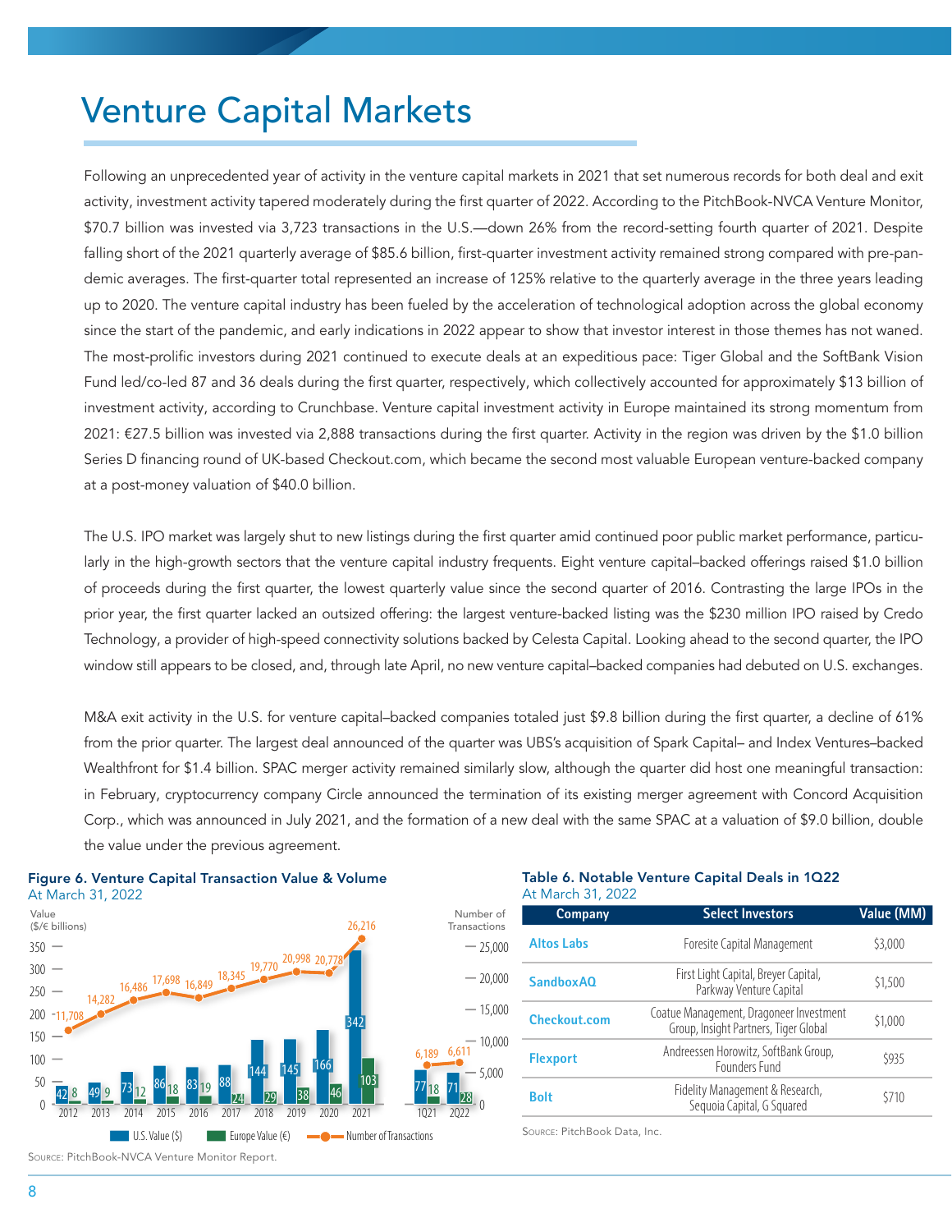# Venture Capital Markets

Following an unprecedented year of activity in the venture capital markets in 2021 that set numerous records for both deal and exit activity, investment activity tapered moderately during the first quarter of 2022. According to the PitchBook-NVCA Venture Monitor, $70.7 billion was invested via 3,723 transactions in the U.S.—down 26% from the record-setting fourth quarter of 2021. Despite falling short of the 2021 quarterly average of $85.6 billion, first-quarter investment activity remained strong compared with pre-pandemic averages. The first-quarter total represented an increase of 125% relative to the quarterly average in the three years leading up to 2020. The venture capital industry has been fueled by the acceleration of technological adoption across the global economy since the start of the pandemic, and early indications in 2022 appear to show that investor interest in those themes has not waned. The most-prolific investors during 2021 continued to execute deals at an expeditious pace: Tiger Global and the SoftBank Vision Fund led/co-led 87 and 36 deals during the first quarter, respectively, which collectively accounted for approximately $13 billion of investment activity, according to Crunchbase. Venture capital investment activity in Europe maintained its strong momentum from 2021: €27.5 billion was invested via 2,888 transactions during the first quarter. Activity in the region was driven by the $1.0 billion Series D financing round of UK-based Checkout.com, which became the second most valuable European venture-backed company at a post-money valuation of $40.0 billion.

The U.S. IPO market was largely shut to new listings during the first quarter amid continued poor public market performance, particularly in the high-growth sectors that the venture capital industry frequents. Eight venture capital–backed offerings raised $1.0 billion of proceeds during the first quarter, the lowest quarterly value since the second quarter of 2016. Contrasting the large IPOs in the prior year, the first quarter lacked an outsized offering: the largest venture-backed listing was the $230 million IPO raised by Credo Technology, a provider of high-speed connectivity solutions backed by Celesta Capital. Looking ahead to the second quarter, the IPO window still appears to be closed, and, through late April, no new venture capital–backed companies had debuted on U.S. exchanges.

M&A exit activity in the U.S. for venture capital–backed companies totaled just $9.8 billion during the first quarter, a decline of 61% from the prior quarter. The largest deal announced of the quarter was UBS's acquisition of Spark Capital– and Index Ventures–backed Wealthfront for $1.4 billion. SPAC merger activity remained similarly slow, although the quarter did host one meaningful transaction: in February, cryptocurrency company Circle announced the termination of its existing merger agreement with Concord Acquisition Corp., which was announced in July 2021, and the formation of a new deal with the same SPAC at a valuation of $9.0 billion, double the value under the previous agreement.

**Figure 6. Venture Capital Transaction Value & Volume**
At March 31, 2022

| Period | U.S. Value ($ billions) | Europe Value (€ billions) | Number of Transactions |
|---|---|---|---|
| 2012 | 42 | 8 | 11,708 |
| 2013 | 49 | 9 | 14,282 |
| 2014 | 73 | 12 | 16,486 |
| 2015 | 86 | 18 | 17,698 |
| 2016 | 83 | 19 | 16,849 |
| 2017 | 88 | 24 | 18,345 |
| 2018 | 144 | 29 | 19,770 |
| 2019 | 145 | 38 | 20,998 |
| 2020 | 166 | 46 | 20,778 |
| 2021 | 342 | 103 | 26,216 |
| 1Q21 | 77 | 18 | 6,189 |
| 2022 | 71 | 28 | 6,611 |

Source: PitchBook-NVCA Venture Monitor Report.

**Table 6. Notable Venture Capital Deals in 1Q22**
At March 31, 2022

| Company | Select Investors | Value (MM) |
|---|---|---|
| Altos Labs | Foresite Capital Management | $3,000 |
| SandboxAQ | First Light Capital, Breyer Capital, Parkway Venture Capital | $1,500 |
| Checkout.com | Coatue Management, Dragoneer Investment Group, Insight Partners, Tiger Global | $1,000 |
| Flexport | Andreessen Horowitz, SoftBank Group, Founders Fund | $935 |
| Bolt | Fidelity Management & Research, Sequoia Capital, G Squared | $710 |

Source: PitchBook Data, Inc.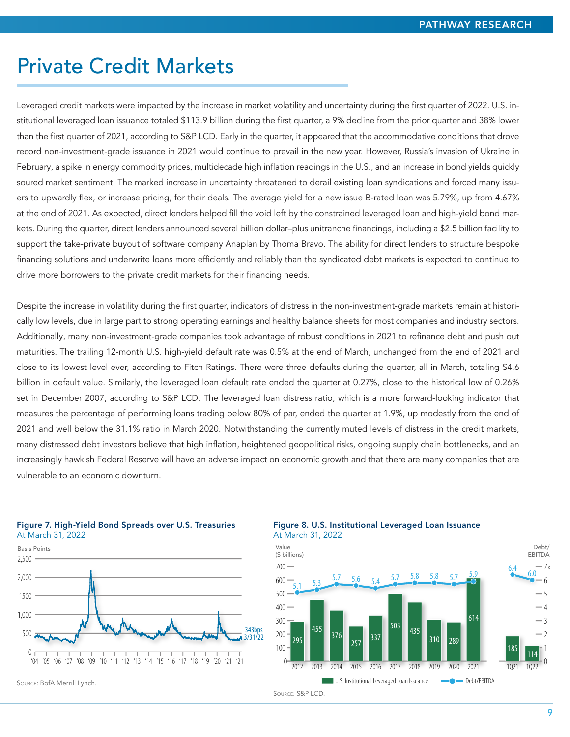# Private Credit Markets

Leveraged credit markets were impacted by the increase in market volatility and uncertainty during the first quarter of 2022. U.S. institutional leveraged loan issuance totaled $113.9 billion during the first quarter, a 9% decline from the prior quarter and 38% lower than the first quarter of 2021, according to S&P LCD. Early in the quarter, it appeared that the accommodative conditions that drove record non-investment-grade issuance in 2021 would continue to prevail in the new year. However, Russia's invasion of Ukraine in February, a spike in energy commodity prices, multidecade high inflation readings in the U.S., and an increase in bond yields quickly soured market sentiment. The marked increase in uncertainty threatened to derail existing loan syndications and forced many issuers to upwardly flex, or increase pricing, for their deals. The average yield for a new issue B-rated loan was 5.79%, up from 4.67% at the end of 2021. As expected, direct lenders helped fill the void left by the constrained leveraged loan and high-yield bond markets. During the quarter, direct lenders announced several billion dollar–plus unitranche financings, including a $2.5 billion facility to support the take-private buyout of software company Anaplan by Thoma Bravo. The ability for direct lenders to structure bespoke financing solutions and underwrite loans more efficiently and reliably than the syndicated debt markets is expected to continue to drive more borrowers to the private credit markets for their financing needs.

Despite the increase in volatility during the first quarter, indicators of distress in the non-investment-grade markets remain at historically low levels, due in large part to strong operating earnings and healthy balance sheets for most companies and industry sectors. Additionally, many non-investment-grade companies took advantage of robust conditions in 2021 to refinance debt and push out maturities. The trailing 12-month U.S. high-yield default rate was 0.5% at the end of March, unchanged from the end of 2021 and close to its lowest level ever, according to Fitch Ratings. There were three defaults during the quarter, all in March, totaling $4.6 billion in default value. Similarly, the leveraged loan default rate ended the quarter at 0.27%, close to the historical low of 0.26% set in December 2007, according to S&P LCD. The leveraged loan distress ratio, which is a more forward-looking indicator that measures the percentage of performing loans trading below 80% of par, ended the quarter at 1.9%, up modestly from the end of 2021 and well below the 31.1% ratio in March 2020. Notwithstanding the currently muted levels of distress in the credit markets, many distressed debt investors believe that high inflation, heightened geopolitical risks, ongoing supply chain bottlenecks, and an increasingly hawkish Federal Reserve will have an adverse impact on economic growth and that there are many companies that are vulnerable to an economic downturn.

**Figure 7. High-Yield Bond Spreads over U.S. Treasuries**
At March 31, 2022

Basis Points; 343bps 3/31/22

Source: BofA Merrill Lynch.

**Figure 8. U.S. Institutional Leveraged Loan Issuance**
At March 31, 2022

| Period | U.S. Institutional Leveraged Loan Issuance ($ billions) | Debt/EBITDA |
|---|---|---|
| 2012 | 295 | 5.1 |
| 2013 | 455 | 5.3 |
| 2014 | 376 | 5.7 |
| 2015 | 257 | 5.6 |
| 2016 | 337 | 5.4 |
| 2017 | 503 | 5.7 |
| 2018 | 435 | 5.8 |
| 2019 | 310 | 5.8 |
| 2020 | 289 | 5.7 |
| 2021 | 614 | 5.9 |
| 1Q21 | 185 | 6.4 |
| 1Q22 | 114 | 6.0 |

Source: S&P LCD.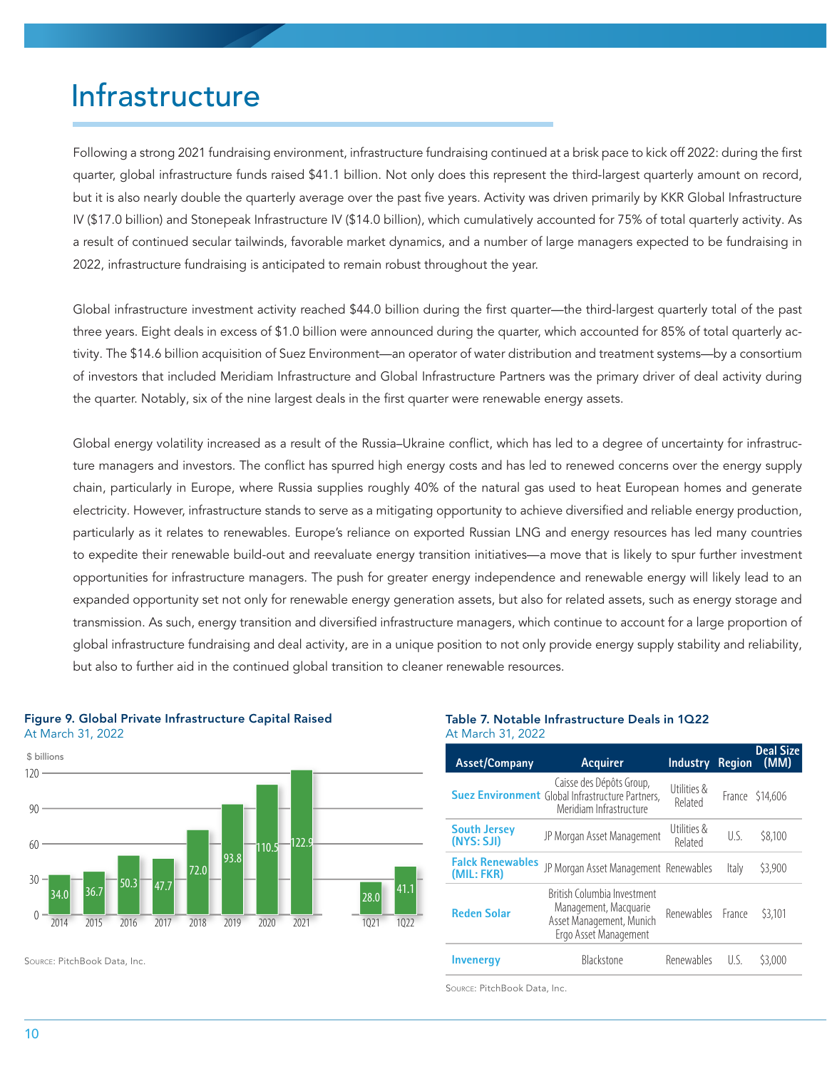# Infrastructure

Following a strong 2021 fundraising environment, infrastructure fundraising continued at a brisk pace to kick off 2022: during the first quarter, global infrastructure funds raised $41.1 billion. Not only does this represent the third-largest quarterly amount on record, but it is also nearly double the quarterly average over the past five years. Activity was driven primarily by KKR Global Infrastructure IV ($17.0 billion) and Stonepeak Infrastructure IV ($14.0 billion), which cumulatively accounted for 75% of total quarterly activity. As a result of continued secular tailwinds, favorable market dynamics, and a number of large managers expected to be fundraising in 2022, infrastructure fundraising is anticipated to remain robust throughout the year.

Global infrastructure investment activity reached $44.0 billion during the first quarter—the third-largest quarterly total of the past three years. Eight deals in excess of $1.0 billion were announced during the quarter, which accounted for 85% of total quarterly activity. The $14.6 billion acquisition of Suez Environment—an operator of water distribution and treatment systems—by a consortium of investors that included Meridiam Infrastructure and Global Infrastructure Partners was the primary driver of deal activity during the quarter. Notably, six of the nine largest deals in the first quarter were renewable energy assets.

Global energy volatility increased as a result of the Russia–Ukraine conflict, which has led to a degree of uncertainty for infrastructure managers and investors. The conflict has spurred high energy costs and has led to renewed concerns over the energy supply chain, particularly in Europe, where Russia supplies roughly 40% of the natural gas used to heat European homes and generate electricity. However, infrastructure stands to serve as a mitigating opportunity to achieve diversified and reliable energy production, particularly as it relates to renewables. Europe's reliance on exported Russian LNG and energy resources has led many countries to expedite their renewable build-out and reevaluate energy transition initiatives—a move that is likely to spur further investment opportunities for infrastructure managers. The push for greater energy independence and renewable energy will likely lead to an expanded opportunity set not only for renewable energy generation assets, but also for related assets, such as energy storage and transmission. As such, energy transition and diversified infrastructure managers, which continue to account for a large proportion of global infrastructure fundraising and deal activity, are in a unique position to not only provide energy supply stability and reliability, but also to further aid in the continued global transition to cleaner renewable resources.

**Figure 9. Global Private Infrastructure Capital Raised**
At March 31, 2022

$ billions

| Period | Capital Raised |
|---|---|
| 2014 | 34.0 |
| 2015 | 36.7 |
| 2016 | 50.3 |
| 2017 | 47.7 |
| 2018 | 72.0 |
| 2019 | 93.8 |
| 2020 | 110.5 |
| 2021 | 122.9 |
| 1Q21 | 28.0 |
| 1Q22 | 41.1 |

Source: PitchBook Data, Inc.

**Table 7. Notable Infrastructure Deals in 1Q22**
At March 31, 2022

| Asset/Company | Acquirer | Industry | Region | Deal Size (MM) |
|---|---|---|---|---|
| Suez Environment | Caisse des Dépôts Group, Global Infrastructure Partners, Meridiam Infrastructure | Utilities & Related | France | $14,606 |
| South Jersey (NYS: SJI) | JP Morgan Asset Management | Utilities & Related | U.S. | $8,100 |
| Falck Renewables (MIL: FKR) | JP Morgan Asset Management | Renewables | Italy | $3,900 |
| Reden Solar | British Columbia Investment Management, Macquarie Asset Management, Munich Ergo Asset Management | Renewables | France | $3,101 |
| Invenergy | Blackstone | Renewables | U.S. | $3,000 |

Source: PitchBook Data, Inc.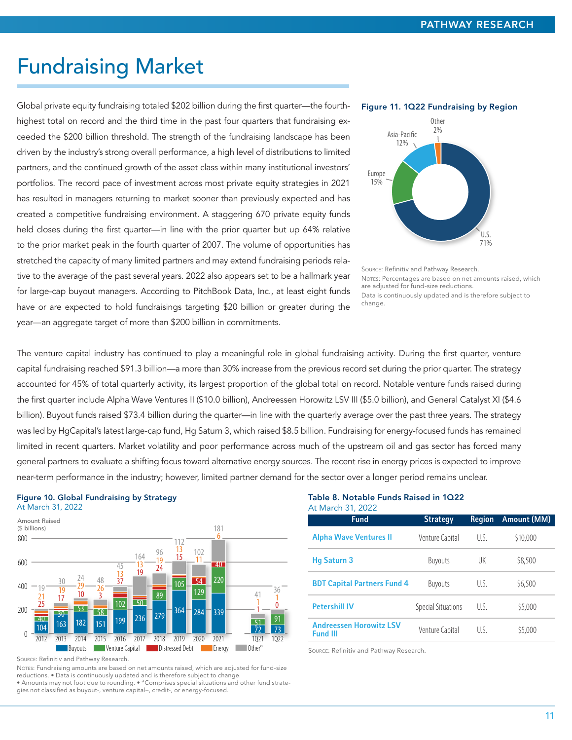# Fundraising Market

Global private equity fundraising totaled $202 billion during the first quarter—the fourth-highest total on record and the third time in the past four quarters that fundraising exceeded the $200 billion threshold. The strength of the fundraising landscape has been driven by the industry's strong overall performance, a high level of distributions to limited partners, and the continued growth of the asset class within many institutional investors' portfolios. The record pace of investment across most private equity strategies in 2021 has resulted in managers returning to market sooner than previously expected and has created a competitive fundraising environment. A staggering 670 private equity funds held closes during the first quarter—in line with the prior quarter but up 64% relative to the prior market peak in the fourth quarter of 2007. The volume of opportunities has stretched the capacity of many limited partners and may extend fundraising periods relative to the average of the past several years. 2022 also appears set to be a hallmark year for large-cap buyout managers. According to PitchBook Data, Inc., at least eight funds have or are expected to hold fundraisings targeting $20 billion or greater during the year—an aggregate target of more than $200 billion in commitments.

**Figure 11. 1Q22 Fundraising by Region**

| Region | Share |
|---|---|
| U.S. | 71% |
| Europe | 15% |
| Asia-Pacific | 12% |
| Other | 2% |

Source: Refinitiv and Pathway Research.

Notes: Percentages are based on net amounts raised, which are adjusted for fund-size reductions.
Data is continuously updated and is therefore subject to change.

The venture capital industry has continued to play a meaningful role in global fundraising activity. During the first quarter, venture capital fundraising reached $91.3 billion—a more than 30% increase from the previous record set during the prior quarter. The strategy accounted for 45% of total quarterly activity, its largest proportion of the global total on record. Notable venture funds raised during the first quarter include Alpha Wave Ventures II ($10.0 billion), Andreessen Horowitz LSV III ($5.0 billion), and General Catalyst XI ($4.6 billion). Buyout funds raised $73.4 billion during the quarter—in line with the quarterly average over the past three years. The strategy was led by HgCapital's latest large-cap fund, Hg Saturn 3, which raised $8.5 billion. Fundraising for energy-focused funds has remained limited in recent quarters. Market volatility and poor performance across much of the upstream oil and gas sector has forced many general partners to evaluate a shifting focus toward alternative energy sources. The recent rise in energy prices is expected to improve near-term performance in the industry; however, limited partner demand for the sector over a longer period remains unclear.

**Figure 10. Global Fundraising by Strategy**
At March 31, 2022

Amount Raised ($ billions)

| Period | Buyouts | Venture Capital | Distressed Debt | Energy | Other[a] |
|---|---|---|---|---|---|
| 2012 | 104 | 40 | 25 | 21 | 19 |
| 2013 | 163 | 30 | 17 | 19 | 30 |
| 2014 | 182 | 53 | 10 | 29 | 24 |
| 2015 | 151 | 58 | 3 | 26 | 48 |
| 2016 | 199 | 102 | 37 | 13 | 45 |
| 2017 | 236 | 50 | 19 | 13 | 164 |
| 2018 | 279 | 89 | 24 | 19 | 96 |
| 2019 | 364 | 105 | 15 | 13 | 112 |
| 2020 | 284 | 129 | 54 | 11 | 102 |
| 2021 | 339 | 220 | 40 | 6 | 181 |
| 1Q21 | 72 | 51 | 1 | 1 | 41 |
| 1Q22 | 73 | 91 | 0 | 1 | 36 |

Source: Refinitiv and Pathway Research.

Notes: Fundraising amounts are based on net amounts raised, which are adjusted for fund-size reductions. • Data is continuously updated and is therefore subject to change. • Amounts may not foot due to rounding. • [a]Comprises special situations and other fund strategies not classified as buyout-, venture capital–, credit-, or energy-focused.

**Table 8. Notable Funds Raised in 1Q22**
At March 31, 2022

| Fund | Strategy | Region | Amount (MM) |
|---|---|---|---|
| Alpha Wave Ventures II | Venture Capital | U.S. | $10,000 |
| Hg Saturn 3 | Buyouts | UK | $8,500 |
| BDT Capital Partners Fund 4 | Buyouts | U.S. | $6,500 |
| Petershill IV | Special Situations | U.S. | $5,000 |
| Andreessen Horowitz LSV Fund III | Venture Capital | U.S. | $5,000 |

Source: Refinitiv and Pathway Research.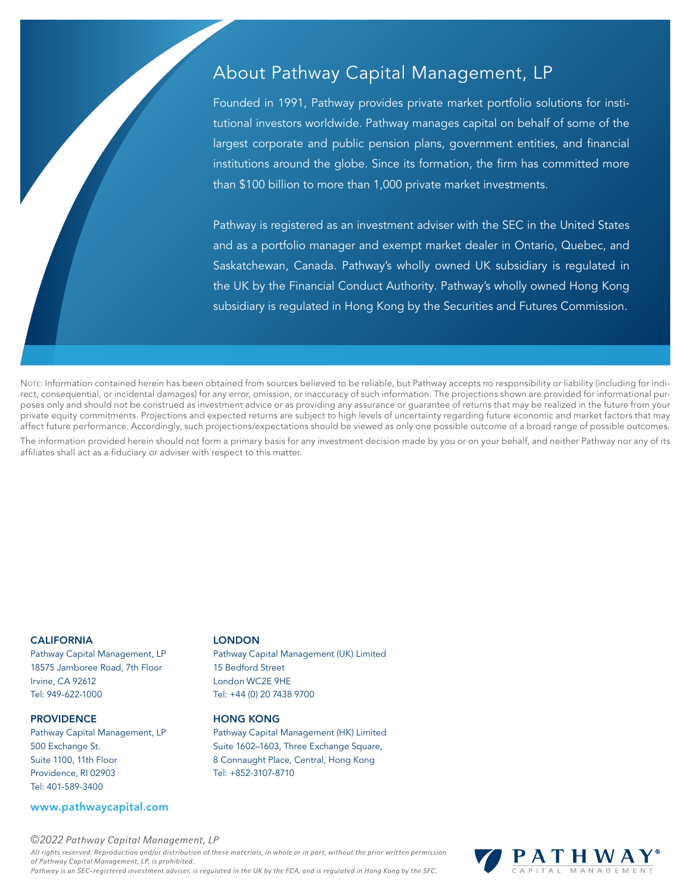## About Pathway Capital Management, LP

Founded in 1991, Pathway provides private market portfolio solutions for institutional investors worldwide. Pathway manages capital on behalf of some of the largest corporate and public pension plans, government entities, and financial institutions around the globe. Since its formation, the firm has committed more than $100 billion to more than 1,000 private market investments.

Pathway is registered as an investment adviser with the SEC in the United States and as a portfolio manager and exempt market dealer in Ontario, Quebec, and Saskatchewan, Canada. Pathway's wholly owned UK subsidiary is regulated in the UK by the Financial Conduct Authority. Pathway's wholly owned Hong Kong subsidiary is regulated in Hong Kong by the Securities and Futures Commission.

Note: Information contained herein has been obtained from sources believed to be reliable, but Pathway accepts no responsibility or liability (including for indirect, consequential, or incidental damages) for any error, omission, or inaccuracy of such information. The projections shown are provided for informational purposes only and should not be construed as investment advice or as providing any assurance or guarantee of returns that may be realized in the future from your private equity commitments. Projections and expected returns are subject to high levels of uncertainty regarding future economic and market factors that may affect future performance. Accordingly, such projections/expectations should be viewed as only one possible outcome of a broad range of possible outcomes.

The information provided herein should not form a primary basis for any investment decision made by you or on your behalf, and neither Pathway nor any of its affiliates shall act as a fiduciary or adviser with respect to this matter.

**CALIFORNIA**
Pathway Capital Management, LP
18575 Jamboree Road, 7th Floor
Irvine, CA 92612
Tel: 949-622-1000

**PROVIDENCE**
Pathway Capital Management, LP
500 Exchange St.
Suite 1100, 11th Floor
Providence, RI 02903
Tel: 401-589-3400

**www.pathwaycapital.com**

**LONDON**
Pathway Capital Management (UK) Limited
15 Bedford Street
London WC2E 9HE
Tel: +44 (0) 20 7438 9700

**HONG KONG**
Pathway Capital Management (HK) Limited
Suite 1602–1603, Three Exchange Square,
8 Connaught Place, Central, Hong Kong
Tel: +852-3107-8710

*©2022 Pathway Capital Management, LP*

*All rights reserved. Reproduction and/or distribution of these materials, in whole or in part, without the prior written permission of Pathway Capital Management, LP, is prohibited.*
*Pathway is an SEC-registered investment adviser, is regulated in the UK by the FCA, and is regulated in Hong Kong by the SFC.*

PATHWAY® CAPITAL MANAGEMENT